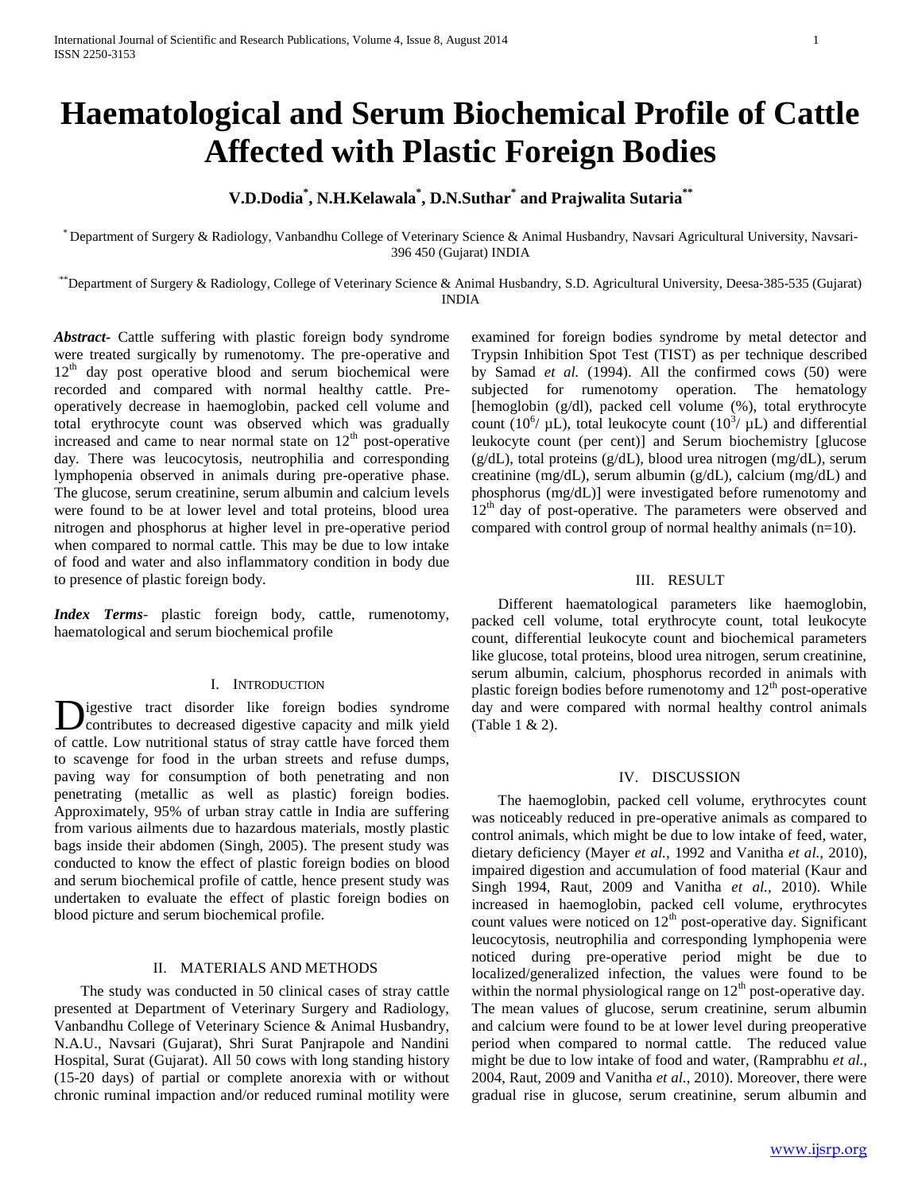# Haematological and Serum Biochemical Profile of Cattle Affected with Plastic Foreign Bodies

**V.D.Dodia[*], N.H.Kelawala[*], D.N.Suthar[*] and Prajwalita Sutaria[**]**

[*] Department of Surgery & Radiology, Vanbandhu College of Veterinary Science & Animal Husbandry, Navsari Agricultural University, Navsari-396 450 (Gujarat) INDIA

[**] Department of Surgery & Radiology, College of Veterinary Science & Animal Husbandry, S.D. Agricultural University, Deesa-385-535 (Gujarat) INDIA

***Abstract***- Cattle suffering with plastic foreign body syndrome were treated surgically by rumenotomy. The pre-operative and 12th day post operative blood and serum biochemical were recorded and compared with normal healthy cattle. Pre-operatively decrease in haemoglobin, packed cell volume and total erythrocyte count was observed which was gradually increased and came to near normal state on 12th post-operative day. There was leucocytosis, neutrophilia and corresponding lymphopenia observed in animals during pre-operative phase. The glucose, serum creatinine, serum albumin and calcium levels were found to be at lower level and total proteins, blood urea nitrogen and phosphorus at higher level in pre-operative period when compared to normal cattle. This may be due to low intake of food and water and also inflammatory condition in body due to presence of plastic foreign body.

***Index Terms***- plastic foreign body, cattle, rumenotomy, haematological and serum biochemical profile

## I. Introduction

Digestive tract disorder like foreign bodies syndrome contributes to decreased digestive capacity and milk yield of cattle. Low nutritional status of stray cattle have forced them to scavenge for food in the urban streets and refuse dumps, paving way for consumption of both penetrating and non penetrating (metallic as well as plastic) foreign bodies. Approximately, 95% of urban stray cattle in India are suffering from various ailments due to hazardous materials, mostly plastic bags inside their abdomen (Singh, 2005). The present study was conducted to know the effect of plastic foreign bodies on blood and serum biochemical profile of cattle, hence present study was undertaken to evaluate the effect of plastic foreign bodies on blood picture and serum biochemical profile.

## II. Materials and Methods

The study was conducted in 50 clinical cases of stray cattle presented at Department of Veterinary Surgery and Radiology, Vanbandhu College of Veterinary Science & Animal Husbandry, N.A.U., Navsari (Gujarat), Shri Surat Panjrapole and Nandini Hospital, Surat (Gujarat). All 50 cows with long standing history (15-20 days) of partial or complete anorexia with or without chronic ruminal impaction and/or reduced ruminal motility were examined for foreign bodies syndrome by metal detector and Trypsin Inhibition Spot Test (TIST) as per technique described by Samad *et al.* (1994). All the confirmed cows (50) were subjected for rumenotomy operation. The hematology [hemoglobin (g/dl), packed cell volume (%), total erythrocyte count ($10^6$/ μL), total leukocyte count ($10^3$/ μL) and differential leukocyte count (per cent)] and Serum biochemistry [glucose (g/dL), total proteins (g/dL), blood urea nitrogen (mg/dL), serum creatinine (mg/dL), serum albumin (g/dL), calcium (mg/dL) and phosphorus (mg/dL)] were investigated before rumenotomy and 12th day of post-operative. The parameters were observed and compared with control group of normal healthy animals (n=10).

## III. Result

Different haematological parameters like haemoglobin, packed cell volume, total erythrocyte count, total leukocyte count, differential leukocyte count and biochemical parameters like glucose, total proteins, blood urea nitrogen, serum creatinine, serum albumin, calcium, phosphorus recorded in animals with plastic foreign bodies before rumenotomy and 12th post-operative day and were compared with normal healthy control animals (Table 1 & 2).

## IV. Discussion

The haemoglobin, packed cell volume, erythrocytes count was noticeably reduced in pre-operative animals as compared to control animals, which might be due to low intake of feed, water, dietary deficiency (Mayer *et al.,* 1992 and Vanitha *et al.,* 2010), impaired digestion and accumulation of food material (Kaur and Singh 1994, Raut, 2009 and Vanitha *et al.,* 2010). While increased in haemoglobin, packed cell volume, erythrocytes count values were noticed on 12th post-operative day. Significant leucocytosis, neutrophilia and corresponding lymphopenia were noticed during pre-operative period might be due to localized/generalized infection, the values were found to be within the normal physiological range on 12th post-operative day. The mean values of glucose, serum creatinine, serum albumin and calcium were found to be at lower level during preoperative period when compared to normal cattle. The reduced value might be due to low intake of food and water, (Ramprabhu *et al.,* 2004, Raut, 2009 and Vanitha *et al.,* 2010). Moreover, there were gradual rise in glucose, serum creatinine, serum albumin and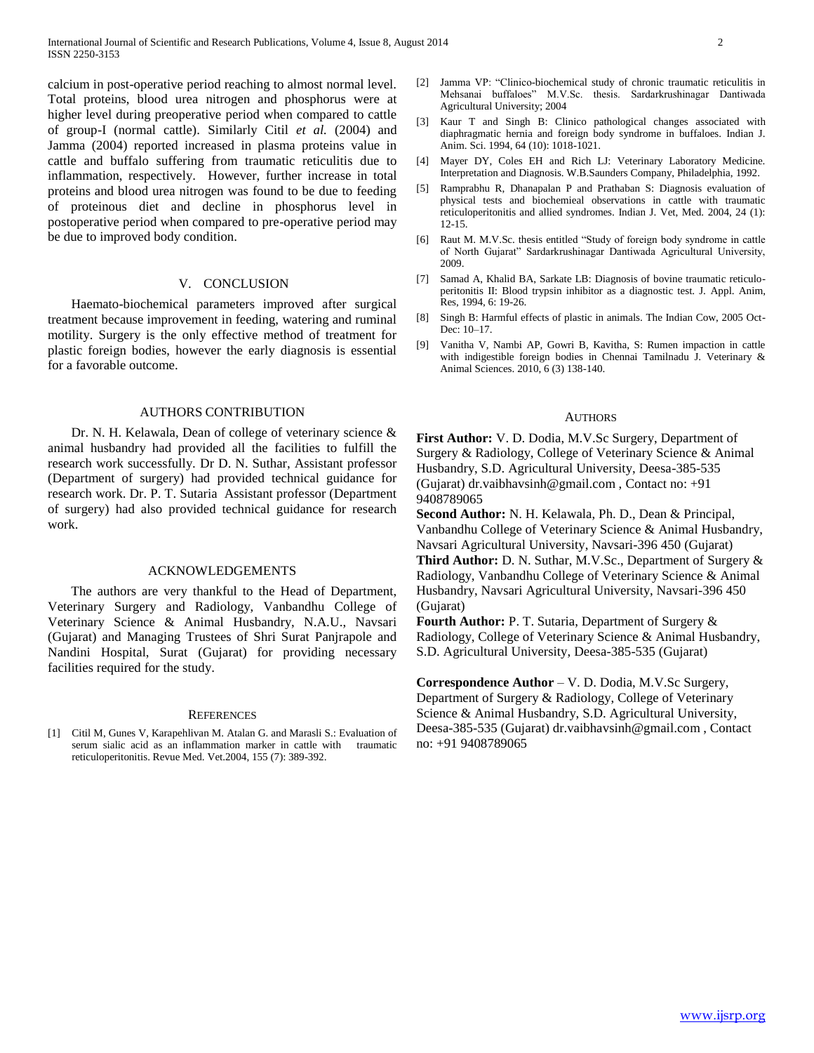calcium in post-operative period reaching to almost normal level. Total proteins, blood urea nitrogen and phosphorus were at higher level during preoperative period when compared to cattle of group-I (normal cattle). Similarly Citil *et al.* (2004) and Jamma (2004) reported increased in plasma proteins value in cattle and buffalo suffering from traumatic reticulitis due to inflammation, respectively. However, further increase in total proteins and blood urea nitrogen was found to be due to feeding of proteinous diet and decline in phosphorus level in postoperative period when compared to pre-operative period may be due to improved body condition.

## V. CONCLUSION

Haemato-biochemical parameters improved after surgical treatment because improvement in feeding, watering and ruminal motility. Surgery is the only effective method of treatment for plastic foreign bodies, however the early diagnosis is essential for a favorable outcome.

## AUTHORS CONTRIBUTION

Dr. N. H. Kelawala, Dean of college of veterinary science & animal husbandry had provided all the facilities to fulfill the research work successfully. Dr D. N. Suthar, Assistant professor (Department of surgery) had provided technical guidance for research work. Dr. P. T. Sutaria Assistant professor (Department of surgery) had also provided technical guidance for research work.

## ACKNOWLEDGEMENTS

The authors are very thankful to the Head of Department, Veterinary Surgery and Radiology, Vanbandhu College of Veterinary Science & Animal Husbandry, N.A.U., Navsari (Gujarat) and Managing Trustees of Shri Surat Panjrapole and Nandini Hospital, Surat (Gujarat) for providing necessary facilities required for the study.

## REFERENCES

[1] Citil M, Gunes V, Karapehlivan M. Atalan G. and Marasli S.: Evaluation of serum sialic acid as an inflammation marker in cattle with traumatic reticuloperitonitis. Revue Med. Vet.2004, 155 (7): 389-392.

[2] Jamma VP: "Clinico-biochemical study of chronic traumatic reticulitis in Mehsanai buffaloes" M.V.Sc. thesis. Sardarkrushinagar Dantiwada Agricultural University; 2004

[3] Kaur T and Singh B: Clinico pathological changes associated with diaphragmatic hernia and foreign body syndrome in buffaloes. Indian J. Anim. Sci. 1994, 64 (10): 1018-1021.

[4] Mayer DY, Coles EH and Rich LJ: Veterinary Laboratory Medicine. Interpretation and Diagnosis. W.B.Saunders Company, Philadelphia, 1992.

[5] Ramprabhu R, Dhanapalan P and Prathaban S: Diagnosis evaluation of physical tests and biochemieal observations in cattle with traumatic reticuloperitonitis and allied syndromes. Indian J. Vet, Med. 2004, 24 (1): 12-15.

[6] Raut M. M.V.Sc. thesis entitled "Study of foreign body syndrome in cattle of North Gujarat" Sardarkrushinagar Dantiwada Agricultural University, 2009.

[7] Samad A, Khalid BA, Sarkate LB: Diagnosis of bovine traumatic reticulo-peritonitis II: Blood trypsin inhibitor as a diagnostic test. J. Appl. Anim, Res, 1994, 6: 19-26.

[8] Singh B: Harmful effects of plastic in animals. The Indian Cow, 2005 Oct-Dec: 10–17.

[9] Vanitha V, Nambi AP, Gowri B, Kavitha, S: Rumen impaction in cattle with indigestible foreign bodies in Chennai Tamilnadu J. Veterinary & Animal Sciences. 2010, 6 (3) 138-140.

## AUTHORS

**First Author:** V. D. Dodia, M.V.Sc Surgery, Department of Surgery & Radiology, College of Veterinary Science & Animal Husbandry, S.D. Agricultural University, Deesa-385-535 (Gujarat) dr.vaibhavsinh@gmail.com , Contact no: +91 9408789065

**Second Author:** N. H. Kelawala, Ph. D., Dean & Principal, Vanbandhu College of Veterinary Science & Animal Husbandry, Navsari Agricultural University, Navsari-396 450 (Gujarat)

**Third Author:** D. N. Suthar, M.V.Sc., Department of Surgery & Radiology, Vanbandhu College of Veterinary Science & Animal Husbandry, Navsari Agricultural University, Navsari-396 450 (Gujarat)

**Fourth Author:** P. T. Sutaria, Department of Surgery & Radiology, College of Veterinary Science & Animal Husbandry, S.D. Agricultural University, Deesa-385-535 (Gujarat)

**Correspondence Author** – V. D. Dodia, M.V.Sc Surgery, Department of Surgery & Animal Husbandry, S.D. Agricultural University, Deesa-385-535 (Gujarat) dr.vaibhavsinh@gmail.com , Contact no: +91 9408789065

calcium in post-operative period reaching to almost normal level. Total proteins, blood urea nitrogen and phosphorus were at higher level during preoperative period when compared to cattle of group-I (normal cattle). Similarly Citil *et al.* (2004) and Jamma (2004) reported increased in plasma proteins value in cattle and buffalo suffering from traumatic reticulitis due to inflammation, respectively. However, further increase in total proteins and blood urea nitrogen was found to be due to feeding of proteinous diet and decline in phosphorus level in postoperative period when compared to pre-operative period may be due to improved body condition.

## V. CONCLUSION

Haemato-biochemical parameters improved after surgical treatment because improvement in feeding, watering and ruminal motility. Surgery is the only effective method of treatment for plastic foreign bodies, however the early diagnosis is essential for a favorable outcome.

## AUTHORS CONTRIBUTION

Dr. N. H. Kelawala, Dean of college of veterinary science & animal husbandry had provided all the facilities to fulfill the research work successfully. Dr D. N. Suthar, Assistant professor (Department of surgery) had provided technical guidance for research work. Dr. P. T. Sutaria Assistant professor (Department of surgery) had also provided technical guidance for research work.

## ACKNOWLEDGEMENTS

The authors are very thankful to the Head of Department, Veterinary Surgery and Radiology, Vanbandhu College of Veterinary Science & Animal Husbandry, N.A.U., Navsari (Gujarat) and Managing Trustees of Shri Surat Panjrapole and Nandini Hospital, Surat (Gujarat) for providing necessary facilities required for the study.

## REFERENCES

[1] Citil M, Gunes V, Karapehlivan M. Atalan G. and Marasli S.: Evaluation of serum sialic acid as an inflammation marker in cattle with traumatic reticuloperitonitis. Revue Med. Vet.2004, 155 (7): 389-392.

[2] Jamma VP: "Clinico-biochemical study of chronic traumatic reticulitis in Mehsanai buffaloes" M.V.Sc. thesis. Sardarkrushinagar Dantiwada Agricultural University; 2004

[3] Kaur T and Singh B: Clinico pathological changes associated with diaphragmatic hernia and foreign body syndrome in buffaloes. Indian J. Anim. Sci. 1994, 64 (10): 1018-1021.

[4] Mayer DY, Coles EH and Rich LJ: Veterinary Laboratory Medicine. Interpretation and Diagnosis. W.B.Saunders Company, Philadelphia, 1992.

[5] Ramprabhu R, Dhanapalan P and Prathaban S: Diagnosis evaluation of physical tests and biochemieal observations in cattle with traumatic reticuloperitonitis and allied syndromes. Indian J. Vet, Med. 2004, 24 (1): 12-15.

[6] Raut M. M.V.Sc. thesis entitled "Study of foreign body syndrome in cattle of North Gujarat" Sardarkrushinagar Dantiwada Agricultural University, 2009.

[7] Samad A, Khalid BA, Sarkate LB: Diagnosis of bovine traumatic reticulo-peritonitis II: Blood trypsin inhibitor as a diagnostic test. J. Appl. Anim, Res, 1994, 6: 19-26.

[8] Singh B: Harmful effects of plastic in animals. The Indian Cow, 2005 Oct-Dec: 10–17.

[9] Vanitha V, Nambi AP, Gowri B, Kavitha, S: Rumen impaction in cattle with indigestible foreign bodies in Chennai Tamilnadu J. Veterinary & Animal Sciences. 2010, 6 (3) 138-140.

## AUTHORS

**First Author:** V. D. Dodia, M.V.Sc Surgery, Department of Surgery & Radiology, College of Veterinary Science & Animal Husbandry, S.D. Agricultural University, Deesa-385-535 (Gujarat) dr.vaibhavsinh@gmail.com , Contact no: +91 9408789065

**Second Author:** N. H. Kelawala, Ph. D., Dean & Principal, Vanbandhu College of Veterinary Science & Animal Husbandry, Navsari Agricultural University, Navsari-396 450 (Gujarat)

**Third Author:** D. N. Suthar, M.V.Sc., Department of Surgery & Radiology, Vanbandhu College of Veterinary Science & Animal Husbandry, Navsari Agricultural University, Navsari-396 450 (Gujarat)

**Fourth Author:** P. T. Sutaria, Department of Surgery & Radiology, College of Veterinary Science & Animal Husbandry, S.D. Agricultural University, Deesa-385-535 (Gujarat)

**Correspondence Author** – V. D. Dodia, M.V.Sc Surgery, Department of Surgery & Radiology, College of Veterinary Science & Animal Husbandry, S.D. Agricultural University, Deesa-385-535 (Gujarat) dr.vaibhavsinh@gmail.com , Contact no: +91 9408789065